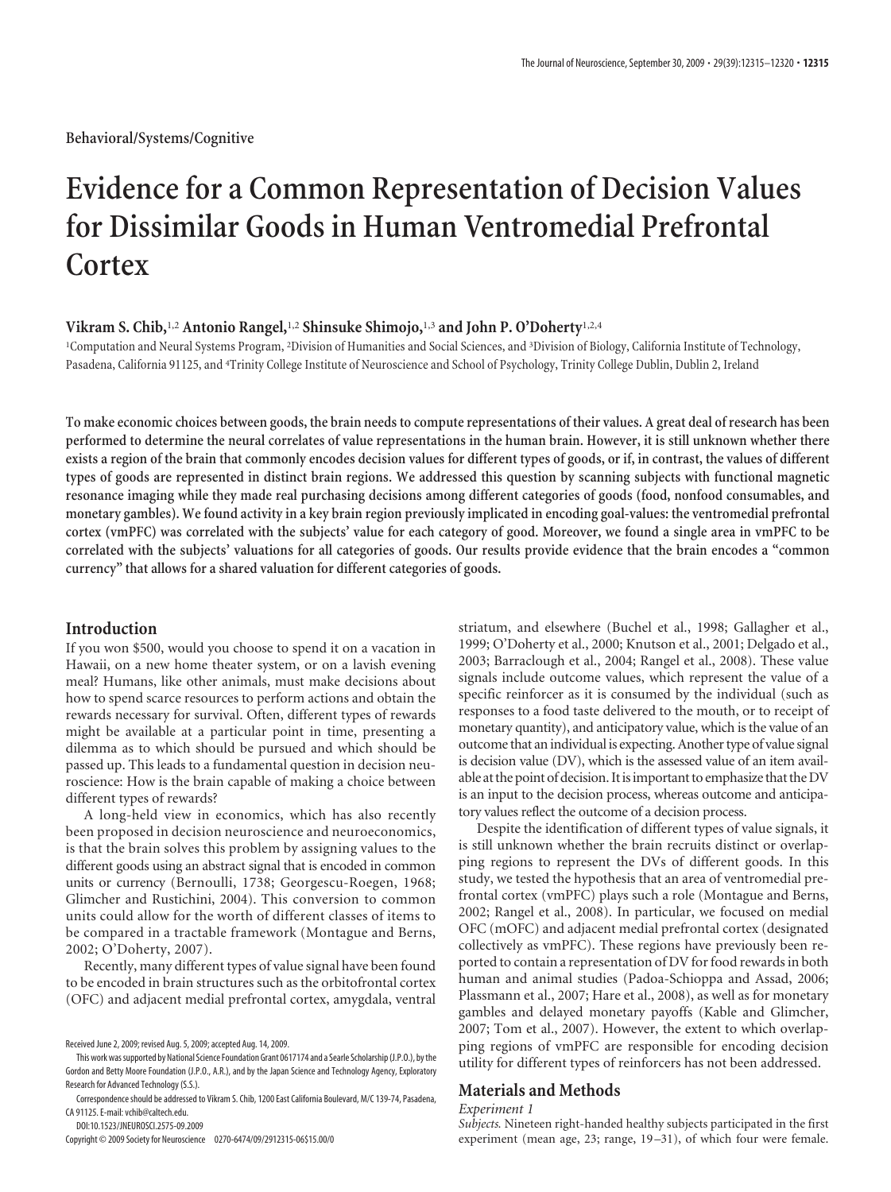Behavioral/Systems/Cognitive

# Evidence for a Common Representation of Decision Values for Dissimilar Goods in Human Ventromedial Prefrontal Cortex

**Vikram S. Chib,[1,2] Antonio Rangel,[1,2] Shinsuke Shimojo,[1,3] and John P. O'Doherty[1,2,4]**

[1]Computation and Neural Systems Program, [2]Division of Humanities and Social Sciences, and [3]Division of Biology, California Institute of Technology, Pasadena, California 91125, and [4]Trinity College Institute of Neuroscience and School of Psychology, Trinity College Dublin, Dublin 2, Ireland

**To make economic choices between goods, the brain needs to compute representations of their values. A great deal of research has been performed to determine the neural correlates of value representations in the human brain. However, it is still unknown whether there exists a region of the brain that commonly encodes decision values for different types of goods, or if, in contrast, the values of different types of goods are represented in distinct brain regions. We addressed this question by scanning subjects with functional magnetic resonance imaging while they made real purchasing decisions among different categories of goods (food, nonfood consumables, and monetary gambles). We found activity in a key brain region previously implicated in encoding goal-values: the ventromedial prefrontal cortex (vmPFC) was correlated with the subjects' value for each category of good. Moreover, we found a single area in vmPFC to be correlated with the subjects' valuations for all categories of goods. Our results provide evidence that the brain encodes a "common currency" that allows for a shared valuation for different categories of goods.**

## Introduction

If you won $500, would you choose to spend it on a vacation in Hawaii, on a new home theater system, or on a lavish evening meal? Humans, like other animals, must make decisions about how to spend scarce resources to perform actions and obtain the rewards necessary for survival. Often, different types of rewards might be available at a particular point in time, presenting a dilemma as to which should be pursued and which should be passed up. This leads to a fundamental question in decision neuroscience: How is the brain capable of making a choice between different types of rewards?

A long-held view in economics, which has also recently been proposed in decision neuroscience and neuroeconomics, is that the brain solves this problem by assigning values to the different goods using an abstract signal that is encoded in common units or currency (Bernoulli, 1738; Georgescu-Roegen, 1968; Glimcher and Rustichini, 2004). This conversion to common units could allow for the worth of different classes of items to be compared in a tractable framework (Montague and Berns, 2002; O'Doherty, 2007).

Recently, many different types of value signal have been found to be encoded in brain structures such as the orbitofrontal cortex (OFC) and adjacent medial prefrontal cortex, amygdala, ventral striatum, and elsewhere (Buchel et al., 1998; Gallagher et al., 1999; O'Doherty et al., 2000; Knutson et al., 2001; Delgado et al., 2003; Barraclough et al., 2004; Rangel et al., 2008). These value signals include outcome values, which represent the value of a specific reinforcer as it is consumed by the individual (such as responses to a food taste delivered to the mouth, or to receipt of monetary quantity), and anticipatory value, which is the value of an outcome that an individual is expecting. Another type of value signal is decision value (DV), which is the assessed value of an item available at the point of decision. It is important to emphasize that the DV is an input to the decision process, whereas outcome and anticipatory values reflect the outcome of a decision process.

Despite the identification of different types of value signals, it is still unknown whether the brain recruits distinct or overlapping regions to represent the DVs of different goods. In this study, we tested the hypothesis that an area of ventromedial prefrontal cortex (vmPFC) plays such a role (Montague and Berns, 2002; Rangel et al., 2008). In particular, we focused on medial OFC (mOFC) and adjacent medial prefrontal cortex (designated collectively as vmPFC). These regions have previously been reported to contain a representation of DV for food rewards in both human and animal studies (Padoa-Schioppa and Assad, 2006; Plassmann et al., 2007; Hare et al., 2008), as well as for monetary gambles and delayed monetary payoffs (Kable and Glimcher, 2007; Tom et al., 2007). However, the extent to which overlapping regions of vmPFC are responsible for encoding decision utility for different types of reinforcers has not been addressed.

## Materials and Methods

### *Experiment 1*

*Subjects.* Nineteen right-handed healthy subjects participated in the first experiment (mean age, 23; range, 19–31), of which four were female.

Received June 2, 2009; revised Aug. 5, 2009; accepted Aug. 14, 2009.

This work was supported by National Science Foundation Grant 0617174 and a Searle Scholarship (J.P.O.), by the Gordon and Betty Moore Foundation (J.P.O., A.R.), and by the Japan Science and Technology Agency, Exploratory Research for Advanced Technology (S.S.).

Correspondence should be addressed to Vikram S. Chib, 1200 East California Boulevard, M/C 139-74, Pasadena, CA 91125. E-mail: vchib@caltech.edu.

DOI:10.1523/JNEUROSCI.2575-09.2009

Copyright © 2009 Society for Neuroscience 0270-6474/09/2912315-06$15.00/0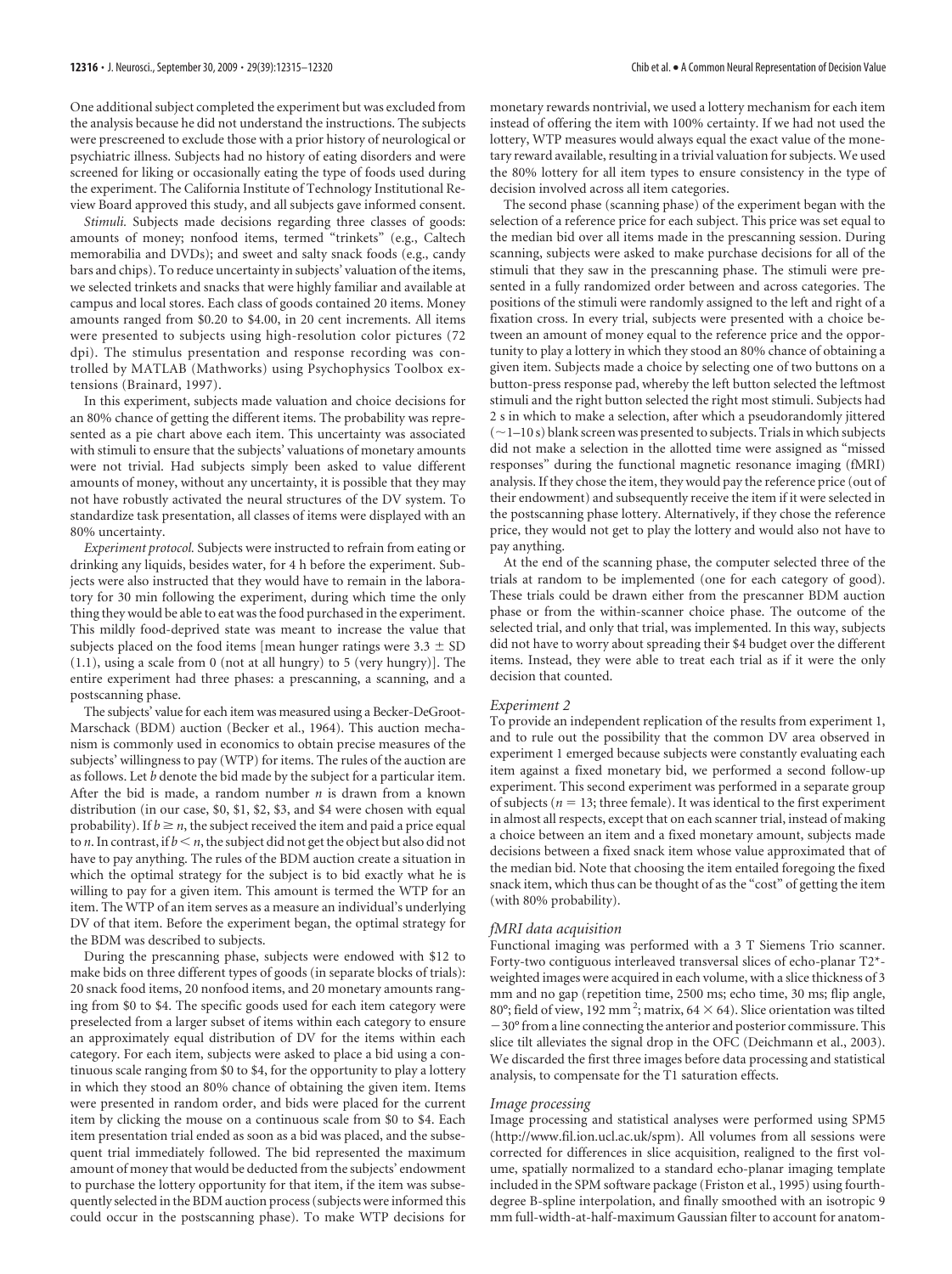One additional subject completed the experiment but was excluded from the analysis because he did not understand the instructions. The subjects were prescreened to exclude those with a prior history of neurological or psychiatric illness. Subjects had no history of eating disorders and were screened for liking or occasionally eating the type of foods used during the experiment. The California Institute of Technology Institutional Review Board approved this study, and all subjects gave informed consent.

*Stimuli.* Subjects made decisions regarding three classes of goods: amounts of money; nonfood items, termed "trinkets" (e.g., Caltech memorabilia and DVDs); and sweet and salty snack foods (e.g., candy bars and chips). To reduce uncertainty in subjects' valuation of the items, we selected trinkets and snacks that were highly familiar and available at campus and local stores. Each class of goods contained 20 items. Money amounts ranged from \$0.20 to \$4.00, in 20 cent increments. All items were presented to subjects using high-resolution color pictures (72 dpi). The stimulus presentation and response recording was controlled by MATLAB (Mathworks) using Psychophysics Toolbox extensions (Brainard, 1997).

In this experiment, subjects made valuation and choice decisions for an 80% chance of getting the different items. The probability was represented as a pie chart above each item. This uncertainty was associated with stimuli to ensure that the subjects' valuations of monetary amounts were not trivial. Had subjects simply been asked to value different amounts of money, without any uncertainty, it is possible that they may not have robustly activated the neural structures of the DV system. To standardize task presentation, all classes of items were displayed with an 80% uncertainty.

*Experiment protocol.* Subjects were instructed to refrain from eating or drinking any liquids, besides water, for 4 h before the experiment. Subjects were also instructed that they would have to remain in the laboratory for 30 min following the experiment, during which time the only thing they would be able to eat was the food purchased in the experiment. This mildly food-deprived state was meant to increase the value that subjects placed on the food items [mean hunger ratings were $3.3 \pm$ SD (1.1), using a scale from 0 (not at all hungry) to 5 (very hungry)]. The entire experiment had three phases: a prescanning, a scanning, and a postscanning phase.

The subjects' value for each item was measured using a Becker-DeGroot-Marschack (BDM) auction (Becker et al., 1964). This auction mechanism is commonly used in economics to obtain precise measures of the subjects' willingness to pay (WTP) for items. The rules of the auction are as follows. Let $b$ denote the bid made by the subject for a particular item. After the bid is made, a random number $n$ is drawn from a known distribution (in our case, \$0, \$1, \$2, \$3, and \$4 were chosen with equal probability). If $b \geq n$, the subject received the item and paid a price equal to $n$. In contrast, if $b < n$, the subject did not get the object but also did not have to pay anything. The rules of the BDM auction create a situation in which the optimal strategy for the subject is to bid exactly what he is willing to pay for a given item. This amount is termed the WTP for an item. The WTP of an item serves as a measure an individual's underlying DV of that item. Before the experiment began, the optimal strategy for the BDM was described to subjects.

During the prescanning phase, subjects were endowed with \$12 to make bids on three different types of goods (in separate blocks of trials): 20 snack food items, 20 nonfood items, and 20 monetary amounts ranging from \$0 to \$4. The specific goods used for each item category were preselected from a larger subset of items within each category to ensure an approximately equal distribution of DV for the items within each category. For each item, subjects were asked to place a bid using a continuous scale ranging from \$0 to \$4, for the opportunity to play a lottery in which they stood an 80% chance of obtaining the given item. Items were presented in random order, and bids were placed for the current item by clicking the mouse on a continuous scale from \$0 to \$4. Each item presentation trial ended as soon as a bid was placed, and the subsequent trial immediately followed. The bid represented the maximum amount of money that would be deducted from the subjects' endowment to purchase the lottery opportunity for that item, if the item was subsequently selected in the BDM auction process (subjects were informed this could occur in the postscanning phase). To make WTP decisions for monetary rewards nontrivial, we used a lottery mechanism for each item instead of offering the item with 100% certainty. If we had not used the lottery, WTP measures would always equal the exact value of the monetary reward available, resulting in a trivial valuation for subjects. We used the 80% lottery for all item types to ensure consistency in the type of decision involved across all item categories.

The second phase (scanning phase) of the experiment began with the selection of a reference price for each subject. This price was set equal to the median bid over all items made in the prescanning session. During scanning, subjects were asked to make purchase decisions for all of the stimuli that they saw in the prescanning phase. The stimuli were presented in a fully randomized order between and across categories. The positions of the stimuli were randomly assigned to the left and right of a fixation cross. In every trial, subjects were presented with a choice between an amount of money equal to the reference price and the opportunity to play a lottery in which they stood an 80% chance of obtaining a given item. Subjects made a choice by selecting one of two buttons on a button-press response pad, whereby the left button selected the leftmost stimuli and the right button selected the right most stimuli. Subjects had 2 s in which to make a selection, after which a pseudorandomly jittered (~1–10 s) blank screen was presented to subjects. Trials in which subjects did not make a selection in the allotted time were assigned as "missed responses" during the functional magnetic resonance imaging (fMRI) analysis. If they chose the item, they would pay the reference price (out of their endowment) and subsequently receive the item if it were selected in the postscanning phase lottery. Alternatively, if they chose the reference price, they would not get to play the lottery and would also not have to pay anything.

At the end of the scanning phase, the computer selected three of the trials at random to be implemented (one for each category of good). These trials could be drawn either from the prescanner BDM auction phase or from the within-scanner choice phase. The outcome of the selected trial, and only that trial, was implemented. In this way, subjects did not have to worry about spreading their \$4 budget over the different items. Instead, they were able to treat each trial as if it were the only decision that counted.

### Experiment 2

To provide an independent replication of the results from experiment 1, and to rule out the possibility that the common DV area observed in experiment 1 emerged because subjects were constantly evaluating each item against a fixed monetary bid, we performed a second follow-up experiment. This second experiment was performed in a separate group of subjects ($n = 13$; three female). It was identical to the first experiment in almost all respects, except that on each scanner trial, instead of making a choice between an item and a fixed monetary amount, subjects made decisions between a fixed snack item whose value approximated that of the median bid. Note that choosing the item entailed foregoing the fixed snack item, which thus can be thought of as the "cost" of getting the item (with 80% probability).

### fMRI data acquisition

Functional imaging was performed with a 3 T Siemens Trio scanner. Forty-two contiguous interleaved transversal slices of echo-planar T2*-weighted images were acquired in each volume, with a slice thickness of 3 mm and no gap (repetition time, 2500 ms; echo time, 30 ms; flip angle, 80°; field of view, 192 mm$^2$; matrix, $64 \times 64$). Slice orientation was tilted −30° from a line connecting the anterior and posterior commissure. This slice tilt alleviates the signal drop in the OFC (Deichmann et al., 2003). We discarded the first three images before data processing and statistical analysis, to compensate for the T1 saturation effects.

### Image processing

Image processing and statistical analyses were performed using SPM5 (http://www.fil.ion.ucl.ac.uk/spm). All volumes from all sessions were corrected for differences in slice acquisition, realigned to the first volume, spatially normalized to a standard echo-planar imaging template included in the SPM software package (Friston et al., 1995) using fourth-degree B-spline interpolation, and finally smoothed with an isotropic 9 mm full-width-at-half-maximum Gaussian filter to account for anatom-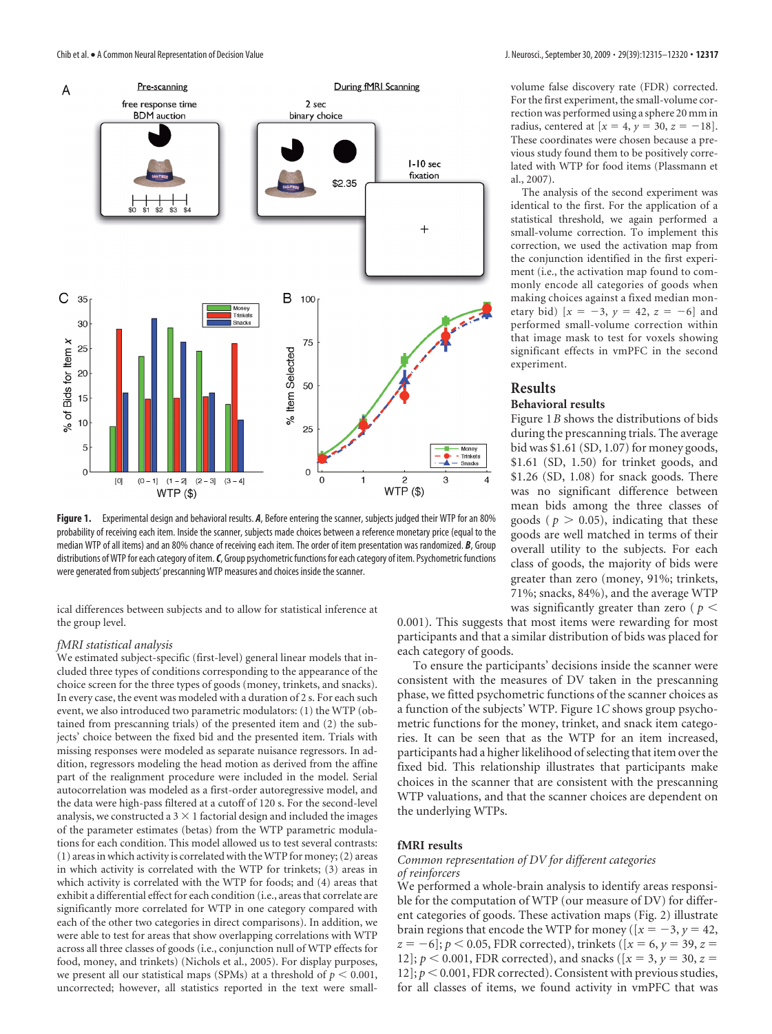**Figure 1.** Experimental design and behavioral results. ***A***, Before entering the scanner, subjects judged their WTP for an 80% probability of receiving each item. Inside the scanner, subjects made choices between a reference monetary price (equal to the median WTP of all items) and an 80% chance of receiving each item. The order of item presentation was randomized. ***B***, Group distributions of WTP for each category of item. ***C***, Group psychometric functions for each category of item. Psychometric functions were generated from subjects' prescanning WTP measures and choices inside the scanner.

ical differences between subjects and to allow for statistical inference at the group level.

*fMRI statistical analysis*

We estimated subject-specific (first-level) general linear models that included three types of conditions corresponding to the appearance of the choice screen for the three types of goods (money, trinkets, and snacks). In every case, the event was modeled with a duration of 2 s. For each such event, we also introduced two parametric modulators: (1) the WTP (obtained from prescanning trials) of the presented item and (2) the subjects' choice between the fixed bid and the presented item. Trials with missing responses were modeled as separate nuisance regressors. In addition, regressors modeling the head motion as derived from the affine part of the realignment procedure were included in the model. Serial autocorrelation was modeled as a first-order autoregressive model, and the data were high-pass filtered at a cutoff of 120 s. For the second-level analysis, we constructed a $3 \times 1$ factorial design and included the images of the parameter estimates (betas) from the WTP parametric modulations for each condition. This model allowed us to test several contrasts: (1) areas in which activity is correlated with the WTP for money; (2) areas in which activity is correlated with the WTP for trinkets; (3) areas in which activity is correlated with the WTP for foods; and (4) areas that exhibit a differential effect for each condition (i.e., areas that correlate are significantly more correlated for WTP in one category compared with each of the other two categories in direct comparisons). In addition, we were able to test for areas that show overlapping correlations with WTP across all three classes of goods (i.e., conjunction null of WTP effects for food, money, and trinkets) (Nichols et al., 2005). For display purposes, we present all our statistical maps (SPMs) at a threshold of $p < 0.001$, uncorrected; however, all statistics reported in the text were small-volume false discovery rate (FDR) corrected. For the first experiment, the small-volume correction was performed using a sphere 20 mm in radius, centered at [$x = 4$, $y = 30$, $z = -18$]. These coordinates were chosen because a previous study found them to be positively correlated with WTP for food items (Plassmann et al., 2007).

The analysis of the second experiment was identical to the first. For the application of a statistical threshold, we again performed a small-volume correction. To implement this correction, we used the activation map from the conjunction identified in the first experiment (i.e., the activation map found to commonly encode all categories of goods when making choices against a fixed median monetary bid) [$x = -3$, $y = 42$, $z = -6$] and performed small-volume correction within that image mask to test for voxels showing significant effects in vmPFC in the second experiment.

## Results

### Behavioral results

Figure 1 *B* shows the distributions of bids during the prescanning trials. The average bid was \$1.61 (SD, 1.07) for money goods, \$1.61 (SD, 1.50) for trinket goods, and \$1.26 (SD, 1.08) for snack goods. There was no significant difference between mean bids among the three classes of goods ($p > 0.05$), indicating that these goods are well matched in terms of their overall utility to the subjects. For each class of goods, the majority of bids were greater than zero (money, 91%; trinkets, 71%; snacks, 84%), and the average WTP was significantly greater than zero ($p < 0.001$). This suggests that most items were rewarding for most participants and that a similar distribution of bids was placed for each category of goods.

To ensure the participants' decisions inside the scanner were consistent with the measures of DV taken in the prescanning phase, we fitted psychometric functions of the scanner choices as a function of the subjects' WTP. Figure 1 *C* shows group psychometric functions for the money, trinket, and snack item categories. It can be seen that as the WTP for an item increased, participants had a higher likelihood of selecting that item over the fixed bid. This relationship illustrates that participants make choices in the scanner that are consistent with the prescanning WTP valuations, and that the scanner choices are dependent on the underlying WTPs.

### fMRI results

*Common representation of DV for different categories of reinforcers*

We performed a whole-brain analysis to identify areas responsible for the computation of WTP (our measure of DV) for different categories of goods. These activation maps (Fig. 2) illustrate brain regions that encode the WTP for money ([$x = -3$, $y = 42$, $z = -6$]; $p < 0.05$, FDR corrected), trinkets ([$x = 6$, $y = 39$, $z = 12$]; $p < 0.001$, FDR corrected), and snacks ([$x = 3$, $y = 30$, $z = 12$]; $p < 0.001$, FDR corrected). Consistent with previous studies, for all classes of items, we found activity in vmPFC that was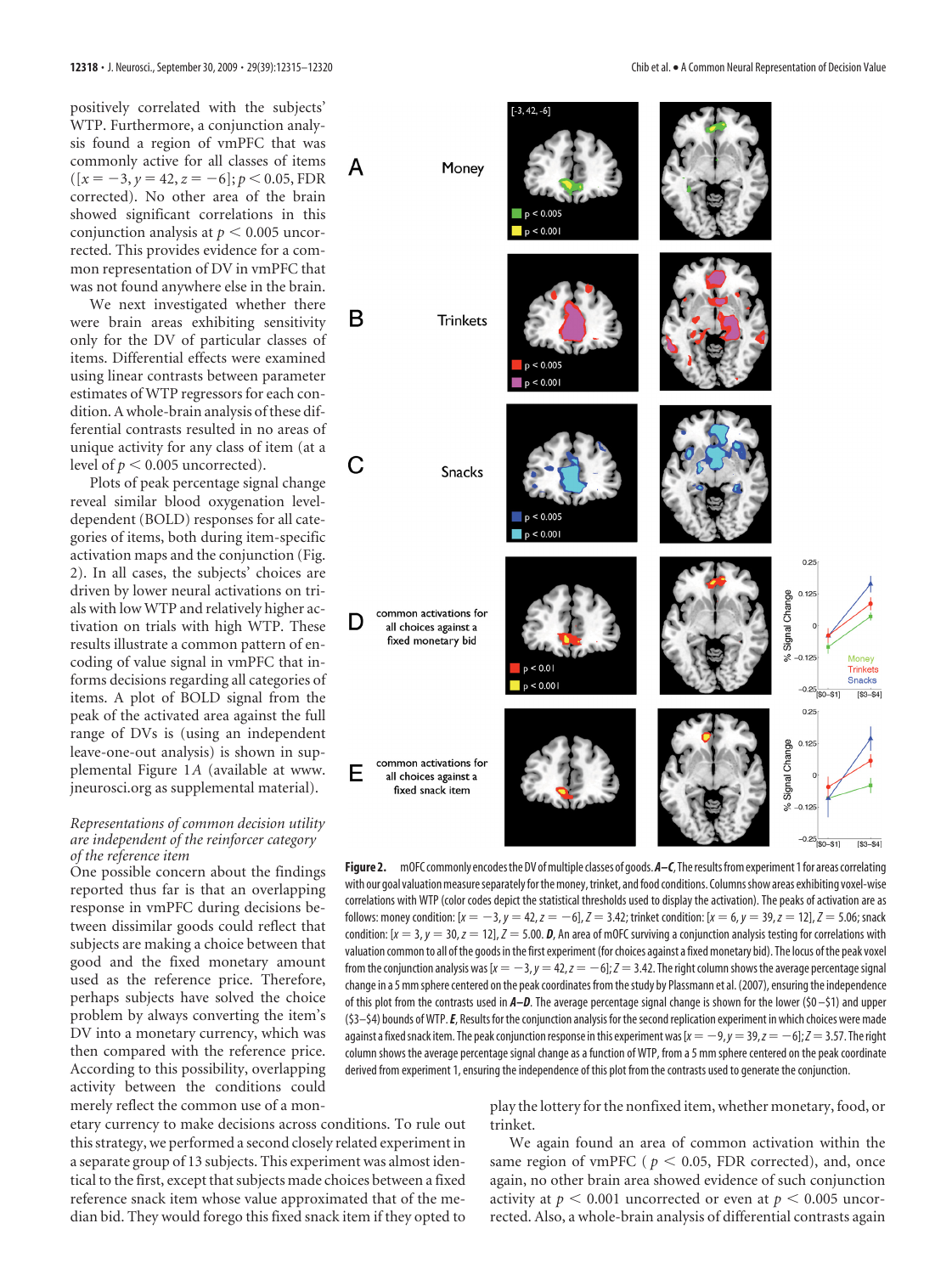positively correlated with the subjects' WTP. Furthermore, a conjunction analysis found a region of vmPFC that was commonly active for all classes of items ($[x = -3, y = 42, z = -6]$; $p < 0.05$, FDR corrected). No other area of the brain showed significant correlations in this conjunction analysis at $p < 0.005$ uncorrected. This provides evidence for a common representation of DV in vmPFC that was not found anywhere else in the brain.

We next investigated whether there were brain areas exhibiting sensitivity only for the DV of particular classes of items. Differential effects were examined using linear contrasts between parameter estimates of WTP regressors for each condition. A whole-brain analysis of these differential contrasts resulted in no areas of unique activity for any class of item (at a level of $p < 0.005$ uncorrected).

Plots of peak percentage signal change reveal similar blood oxygenation level-dependent (BOLD) responses for all categories of items, both during item-specific activation maps and the conjunction (Fig. 2). In all cases, the subjects' choices are driven by lower neural activations on trials with low WTP and relatively higher activation on trials with high WTP. These results illustrate a common pattern of encoding of value signal in vmPFC that informs decisions regarding all categories of items. A plot of BOLD signal from the peak of the activated area against the full range of DVs is (using an independent leave-one-out analysis) is shown in supplemental Figure 1*A* (available at www.jneurosci.org as supplemental material).

*Representations of common decision utility are independent of the reinforcer category of the reference item*

One possible concern about the findings reported thus far is that an overlapping response in vmPFC during decisions between dissimilar goods could reflect that subjects are making a choice between that good and the fixed monetary amount used as the reference price. Therefore, perhaps subjects have solved the choice problem by always converting the item's DV into a monetary currency, which was then compared with the reference price. According to this possibility, overlapping activity between the conditions could merely reflect the common use of a monetary currency to make decisions across conditions. To rule out this strategy, we performed a second closely related experiment in a separate group of 13 subjects. This experiment was almost identical to the first, except that subjects made choices between a fixed reference snack item whose value approximated that of the median bid. They would forego this fixed snack item if they opted to play the lottery for the nonfixed item, whether monetary, food, or trinket.

We again found an area of common activation within the same region of vmPFC ($p < 0.05$, FDR corrected), and, once again, no other brain area showed evidence of such conjunction activity at $p < 0.001$ uncorrected or even at $p < 0.005$ uncorrected. Also, a whole-brain analysis of differential contrasts again

**Figure 2.** mOFC commonly encodes the DV of multiple classes of goods. ***A–C***, The results from experiment 1 for areas correlating with our goal valuation measure separately for the money, trinket, and food conditions. Columns show areas exhibiting voxel-wise correlations with WTP (color codes depict the statistical thresholds used to display the activation). The peaks of activation are as follows: money condition: $[x = -3, y = 42, z = -6]$, $Z = 3.42$; trinket condition: $[x = 6, y = 39, z = 12]$, $Z = 5.06$; snack condition: $[x = 3, y = 30, z = 12]$, $Z = 5.00$. ***D***, An area of mOFC surviving a conjunction analysis testing for correlations with valuation common to all of the goods in the first experiment (for choices against a fixed monetary bid). The locus of the peak voxel from the conjunction analysis was $[x = -3, y = 42, z = -6]$; $Z = 3.42$. The right column shows the average percentage signal change in a 5 mm sphere centered on the peak coordinates from the study by Plassmann et al. (2007), ensuring the independence of this plot from the contrasts used in ***A–D***. The average percentage signal change is shown for the lower (\$0–\$1) and upper (\$3–\$4) bounds of WTP. ***E***, Results for the conjunction analysis for the second replication experiment in which choices were made against a fixed snack item. The peak conjunction response in this experiment was $[x = -9, y = 39, z = -6]$; $Z = 3.57$. The right column shows the average percentage signal change as a function of WTP, from a 5 mm sphere centered on the peak coordinate derived from experiment 1, ensuring the independence of this plot from the contrasts used to generate the conjunction.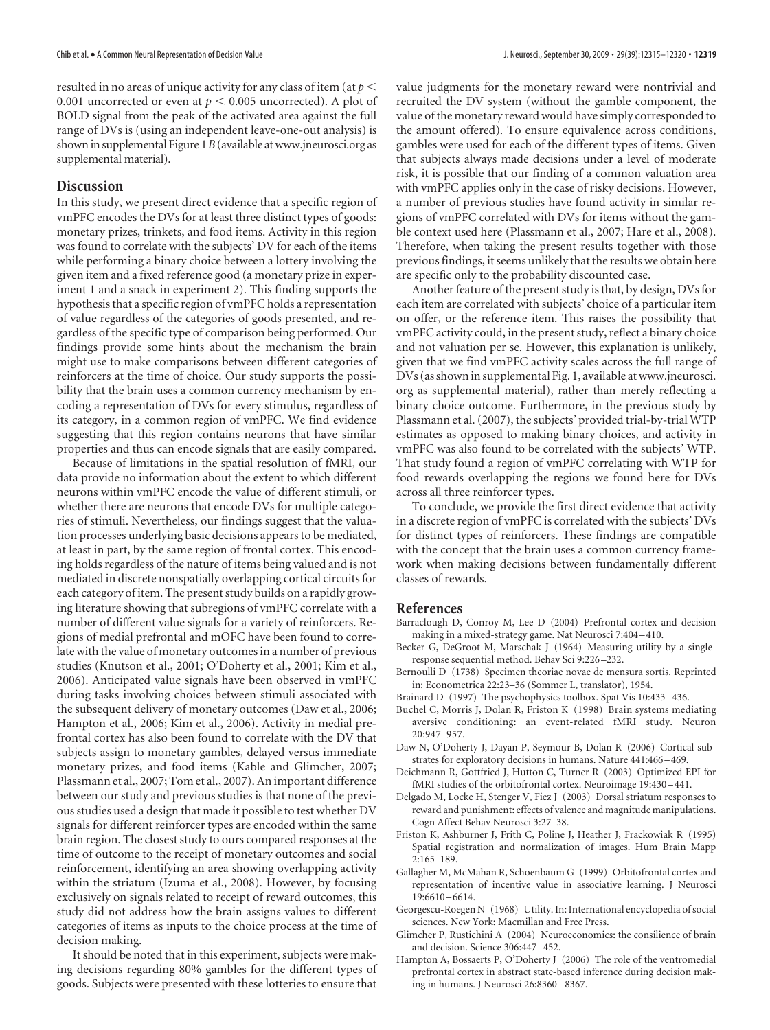resulted in no areas of unique activity for any class of item (at $p < 0.001$ uncorrected or even at $p < 0.005$ uncorrected). A plot of BOLD signal from the peak of the activated area against the full range of DVs is (using an independent leave-one-out analysis) is shown in supplemental Figure 1 *B* (available at www.jneurosci.org as supplemental material).

## Discussion

In this study, we present direct evidence that a specific region of vmPFC encodes the DVs for at least three distinct types of goods: monetary prizes, trinkets, and food items. Activity in this region was found to correlate with the subjects' DV for each of the items while performing a binary choice between a lottery involving the given item and a fixed reference good (a monetary prize in experiment 1 and a snack in experiment 2). This finding supports the hypothesis that a specific region of vmPFC holds a representation of value regardless of the categories of goods presented, and regardless of the specific type of comparison being performed. Our findings provide some hints about the mechanism the brain might use to make comparisons between different categories of reinforcers at the time of choice. Our study supports the possibility that the brain uses a common currency mechanism by encoding a representation of DVs for every stimulus, regardless of its category, in a common region of vmPFC. We find evidence suggesting that this region contains neurons that have similar properties and thus can encode signals that are easily compared.

Because of limitations in the spatial resolution of fMRI, our data provide no information about the extent to which different neurons within vmPFC encode the value of different stimuli, or whether there are neurons that encode DVs for multiple categories of stimuli. Nevertheless, our findings suggest that the valuation processes underlying basic decisions appears to be mediated, at least in part, by the same region of frontal cortex. This encoding holds regardless of the nature of items being valued and is not mediated in discrete nonspatially overlapping cortical circuits for each category of item. The present study builds on a rapidly growing literature showing that subregions of vmPFC correlate with a number of different value signals for a variety of reinforcers. Regions of medial prefrontal and mOFC have been found to correlate with the value of monetary outcomes in a number of previous studies (Knutson et al., 2001; O'Doherty et al., 2001; Kim et al., 2006). Anticipated value signals have been observed in vmPFC during tasks involving choices between stimuli associated with the subsequent delivery of monetary outcomes (Daw et al., 2006; Hampton et al., 2006; Kim et al., 2006). Activity in medial prefrontal cortex has also been found to correlate with the DV that subjects assign to monetary gambles, delayed versus immediate monetary prizes, and food items (Kable and Glimcher, 2007; Plassmann et al., 2007; Tom et al., 2007). An important difference between our study and previous studies is that none of the previous studies used a design that made it possible to test whether DV signals for different reinforcer types are encoded within the same brain region. The closest study to ours compared responses at the time of outcome to the receipt of monetary outcomes and social reinforcement, identifying an area showing overlapping activity within the striatum (Izuma et al., 2008). However, by focusing exclusively on signals related to receipt of reward outcomes, this study did not address how the brain assigns values to different categories of items as inputs to the choice process at the time of decision making.

It should be noted that in this experiment, subjects were making decisions regarding 80% gambles for the different types of goods. Subjects were presented with these lotteries to ensure that value judgments for the monetary reward were nontrivial and recruited the DV system (without the gamble component, the value of the monetary reward would have simply corresponded to the amount offered). To ensure equivalence across conditions, gambles were used for each of the different types of items. Given that subjects always made decisions under a level of moderate risk, it is possible that our finding of a common valuation area with vmPFC applies only in the case of risky decisions. However, a number of previous studies have found activity in similar regions of vmPFC correlated with DVs for items without the gamble context used here (Plassmann et al., 2007; Hare et al., 2008). Therefore, when taking the present results together with those previous findings, it seems unlikely that the results we obtain here are specific only to the probability discounted case.

Another feature of the present study is that, by design, DVs for each item are correlated with subjects' choice of a particular item on offer, or the reference item. This raises the possibility that vmPFC activity could, in the present study, reflect a binary choice and not valuation per se. However, this explanation is unlikely, given that we find vmPFC activity scales across the full range of DVs (as shown in supplemental Fig. 1, available at www.jneurosci.org as supplemental material), rather than merely reflecting a binary choice outcome. Furthermore, in the previous study by Plassmann et al. (2007), the subjects' provided trial-by-trial WTP estimates as opposed to making binary choices, and activity in vmPFC was also found to be correlated with the subjects' WTP. That study found a region of vmPFC correlating with WTP for food rewards overlapping the regions we found here for DVs across all three reinforcer types.

To conclude, we provide the first direct evidence that activity in a discrete region of vmPFC is correlated with the subjects' DVs for distinct types of reinforcers. These findings are compatible with the concept that the brain uses a common currency framework when making decisions between fundamentally different classes of rewards.

## References

Barraclough D, Conroy M, Lee D (2004) Prefrontal cortex and decision making in a mixed-strategy game. Nat Neurosci 7:404–410.

Becker G, DeGroot M, Marschak J (1964) Measuring utility by a single-response sequential method. Behav Sci 9:226–232.

Bernoulli D (1738) Specimen theoriae novae de mensura sortis. Reprinted in: Econometrica 22:23–36 (Sommer L, translator), 1954.

Brainard D (1997) The psychophysics toolbox. Spat Vis 10:433–436.

Buchel C, Morris J, Dolan R, Friston K (1998) Brain systems mediating aversive conditioning: an event-related fMRI study. Neuron 20:947–957.

Daw N, O'Doherty J, Dayan P, Seymour B, Dolan R (2006) Cortical substrates for exploratory decisions in humans. Nature 441:466–469.

Deichmann R, Gottfried J, Hutton C, Turner R (2003) Optimized EPI for fMRI studies of the orbitofrontal cortex. Neuroimage 19:430–441.

Delgado M, Locke H, Stenger V, Fiez J (2003) Dorsal striatum responses to reward and punishment: effects of valence and magnitude manipulations. Cogn Affect Behav Neurosci 3:27–38.

Friston K, Ashburner J, Frith C, Poline J, Heather J, Frackowiak R (1995) Spatial registration and normalization of images. Hum Brain Mapp 2:165–189.

Gallagher M, McMahan R, Schoenbaum G (1999) Orbitofrontal cortex and representation of incentive value in associative learning. J Neurosci 19:6610–6614.

Georgescu-Roegen N (1968) Utility. In: International encyclopedia of social sciences. New York: Macmillan and Free Press.

Glimcher P, Rustichini A (2004) Neuroeconomics: the consilience of brain and decision. Science 306:447–452.

Hampton A, Bossaerts P, O'Doherty J (2006) The role of the ventromedial prefrontal cortex in abstract state-based inference during decision making in humans. J Neurosci 26:8360–8367.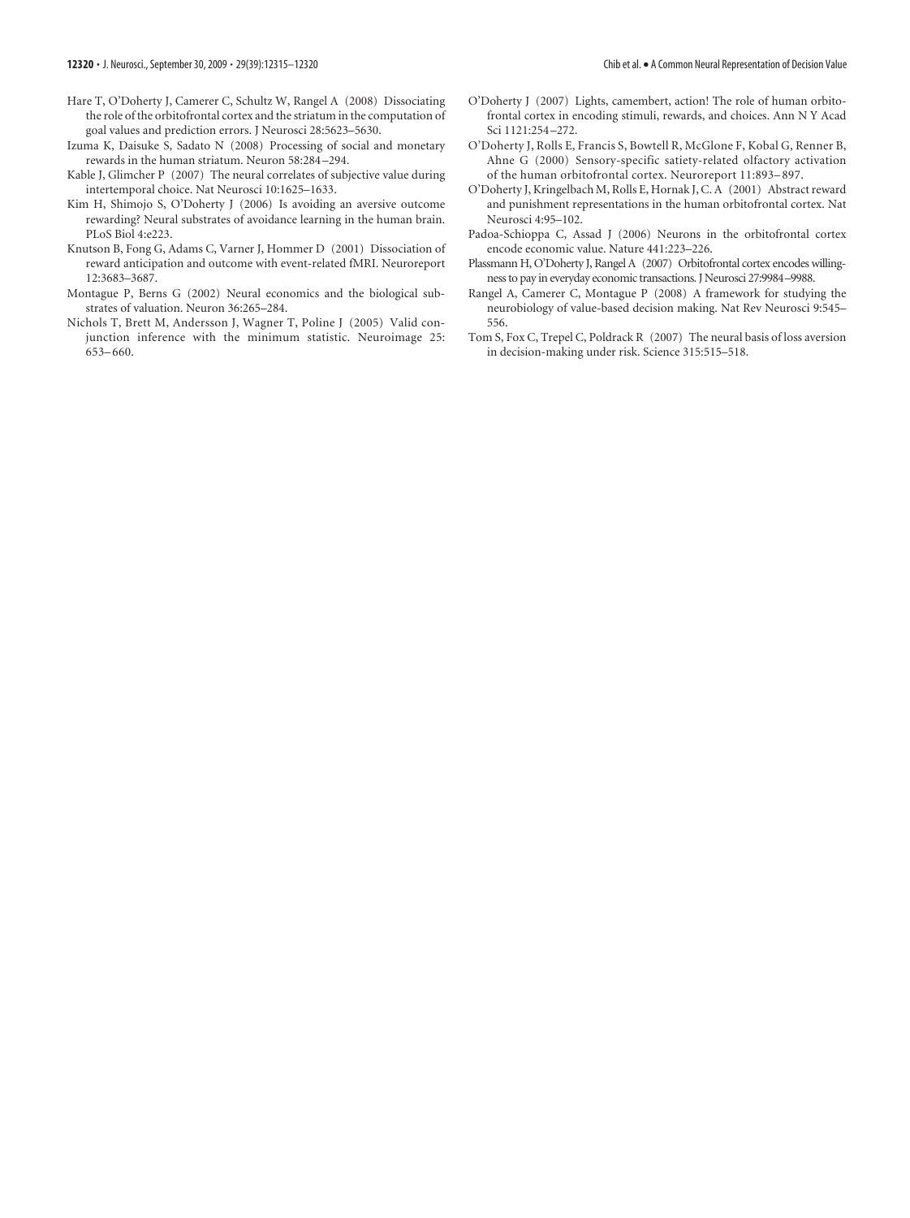Hare T, O'Doherty J, Camerer C, Schultz W, Rangel A (2008) Dissociating the role of the orbitofrontal cortex and the striatum in the computation of goal values and prediction errors. J Neurosci 28:5623–5630.

Izuma K, Daisuke S, Sadato N (2008) Processing of social and monetary rewards in the human striatum. Neuron 58:284–294.

Kable J, Glimcher P (2007) The neural correlates of subjective value during intertemporal choice. Nat Neurosci 10:1625–1633.

Kim H, Shimojo S, O'Doherty J (2006) Is avoiding an aversive outcome rewarding? Neural substrates of avoidance learning in the human brain. PLoS Biol 4:e223.

Knutson B, Fong G, Adams C, Varner J, Hommer D (2001) Dissociation of reward anticipation and outcome with event-related fMRI. Neuroreport 12:3683–3687.

Montague P, Berns G (2002) Neural economics and the biological substrates of valuation. Neuron 36:265–284.

Nichols T, Brett M, Andersson J, Wagner T, Poline J (2005) Valid conjunction inference with the minimum statistic. Neuroimage 25: 653–660.

O'Doherty J (2007) Lights, camembert, action! The role of human orbitofrontal cortex in encoding stimuli, rewards, and choices. Ann N Y Acad Sci 1121:254–272.

O'Doherty J, Rolls E, Francis S, Bowtell R, McGlone F, Kobal G, Renner B, Ahne G (2000) Sensory-specific satiety-related olfactory activation of the human orbitofrontal cortex. Neuroreport 11:893–897.

O'Doherty J, Kringelbach M, Rolls E, Hornak J, C. A (2001) Abstract reward and punishment representations in the human orbitofrontal cortex. Nat Neurosci 4:95–102.

Padoa-Schioppa C, Assad J (2006) Neurons in the orbitofrontal cortex encode economic value. Nature 441:223–226.

Plassmann H, O'Doherty J, Rangel A (2007) Orbitofrontal cortex encodes willingness to pay in everyday economic transactions. J Neurosci 27:9984–9988.

Rangel A, Camerer C, Montague P (2008) A framework for studying the neurobiology of value-based decision making. Nat Rev Neurosci 9:545–556.

Tom S, Fox C, Trepel C, Poldrack R (2007) The neural basis of loss aversion in decision-making under risk. Science 315:515–518.